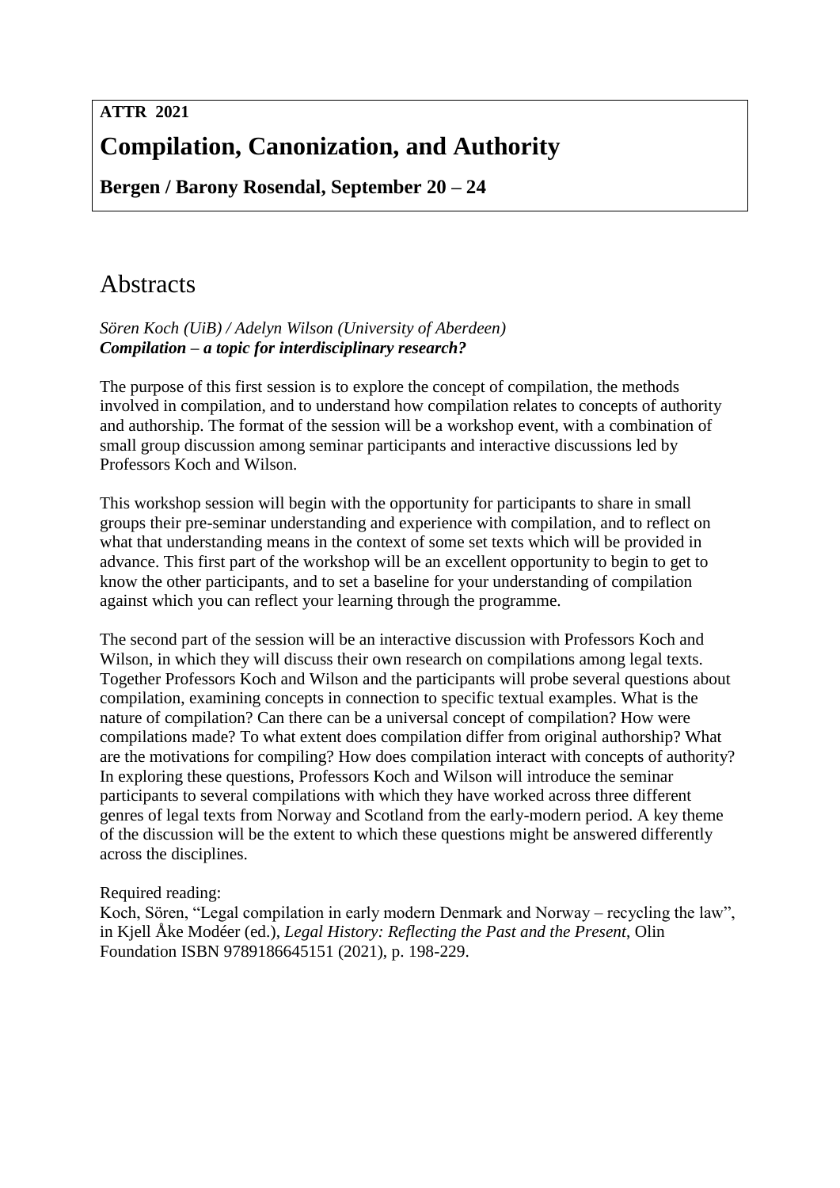**ATTR 2021**

# Compilation, Canonization, and Authority

**Bergen / Barony Rosendal, September 20 – 24**

## Abstracts

*Sören Koch (UiB) / Adelyn Wilson (University of Aberdeen)*
***Compilation – a topic for interdisciplinary research?***

The purpose of this first session is to explore the concept of compilation, the methods involved in compilation, and to understand how compilation relates to concepts of authority and authorship. The format of the session will be a workshop event, with a combination of small group discussion among seminar participants and interactive discussions led by Professors Koch and Wilson.

This workshop session will begin with the opportunity for participants to share in small groups their pre-seminar understanding and experience with compilation, and to reflect on what that understanding means in the context of some set texts which will be provided in advance. This first part of the workshop will be an excellent opportunity to begin to get to know the other participants, and to set a baseline for your understanding of compilation against which you can reflect your learning through the programme.

The second part of the session will be an interactive discussion with Professors Koch and Wilson, in which they will discuss their own research on compilations among legal texts. Together Professors Koch and Wilson and the participants will probe several questions about compilation, examining concepts in connection to specific textual examples. What is the nature of compilation? Can there can be a universal concept of compilation? How were compilations made? To what extent does compilation differ from original authorship? What are the motivations for compiling? How does compilation interact with concepts of authority? In exploring these questions, Professors Koch and Wilson will introduce the seminar participants to several compilations with which they have worked across three different genres of legal texts from Norway and Scotland from the early-modern period. A key theme of the discussion will be the extent to which these questions might be answered differently across the disciplines.

Required reading:
Koch, Sören, "Legal compilation in early modern Denmark and Norway – recycling the law", in Kjell Åke Modéer (ed.), *Legal History: Reflecting the Past and the Present*, Olin Foundation ISBN 9789186645151 (2021), p. 198-229.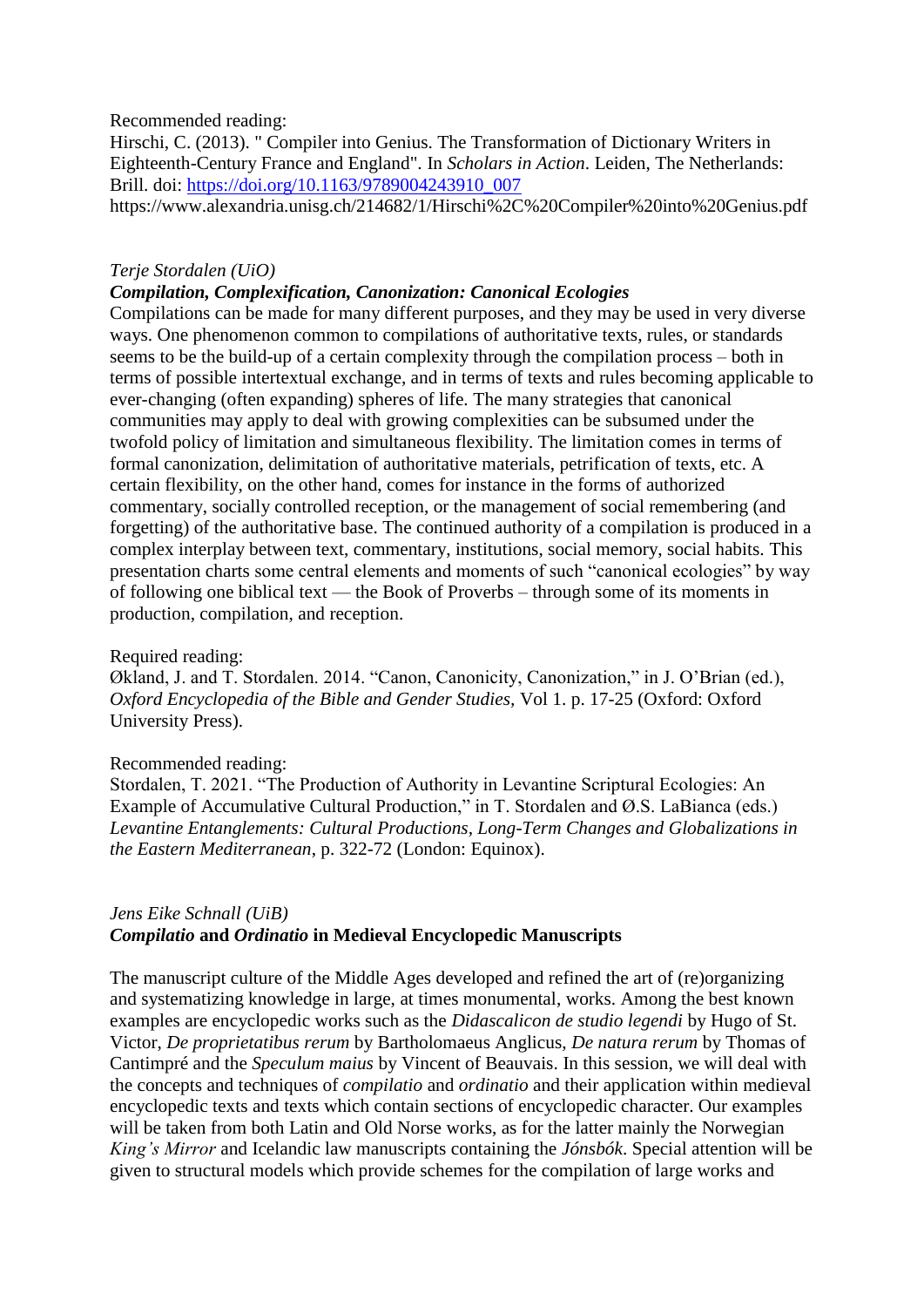Recommended reading:
Hirschi, C. (2013). " Compiler into Genius. The Transformation of Dictionary Writers in Eighteenth-Century France and England". In *Scholars in Action*. Leiden, The Netherlands: Brill. doi: [https://doi.org/10.1163/9789004243910_007](https://doi.org/10.1163/9789004243910_007)
https://www.alexandria.unisg.ch/214682/1/Hirschi%2C%20Compiler%20into%20Genius.pdf

*Terje Stordalen (UiO)*
***Compilation, Complexification, Canonization: Canonical Ecologies***
Compilations can be made for many different purposes, and they may be used in very diverse ways. One phenomenon common to compilations of authoritative texts, rules, or standards seems to be the build-up of a certain complexity through the compilation process – both in terms of possible intertextual exchange, and in terms of texts and rules becoming applicable to ever-changing (often expanding) spheres of life. The many strategies that canonical communities may apply to deal with growing complexities can be subsumed under the twofold policy of limitation and simultaneous flexibility. The limitation comes in terms of formal canonization, delimitation of authoritative materials, petrification of texts, etc. A certain flexibility, on the other hand, comes for instance in the forms of authorized commentary, socially controlled reception, or the management of social remembering (and forgetting) of the authoritative base. The continued authority of a compilation is produced in a complex interplay between text, commentary, institutions, social memory, social habits. This presentation charts some central elements and moments of such "canonical ecologies" by way of following one biblical text — the Book of Proverbs – through some of its moments in production, compilation, and reception.

Required reading:
Økland, J. and T. Stordalen. 2014. "Canon, Canonicity, Canonization," in J. O'Brian (ed.), *Oxford Encyclopedia of the Bible and Gender Studies,* Vol 1. p. 17-25 (Oxford: Oxford University Press).

Recommended reading:
Stordalen, T. 2021. "The Production of Authority in Levantine Scriptural Ecologies: An Example of Accumulative Cultural Production," in T. Stordalen and Ø.S. LaBianca (eds.) *Levantine Entanglements: Cultural Productions, Long-Term Changes and Globalizations in the Eastern Mediterranean*, p. 322-72 (London: Equinox).

*Jens Eike Schnall (UiB)*
***Compilatio* and *Ordinatio* in Medieval Encyclopedic Manuscripts**

The manuscript culture of the Middle Ages developed and refined the art of (re)organizing and systematizing knowledge in large, at times monumental, works. Among the best known examples are encyclopedic works such as the *Didascalicon de studio legendi* by Hugo of St. Victor, *De proprietatibus rerum* by Bartholomaeus Anglicus, *De natura rerum* by Thomas of Cantimpré and the *Speculum maius* by Vincent of Beauvais. In this session, we will deal with the concepts and techniques of *compilatio* and *ordinatio* and their application within medieval encyclopedic texts and texts which contain sections of encyclopedic character. Our examples will be taken from both Latin and Old Norse works, as for the latter mainly the Norwegian *King's Mirror* and Icelandic law manuscripts containing the *Jónsbók*. Special attention will be given to structural models which provide schemes for the compilation of large works and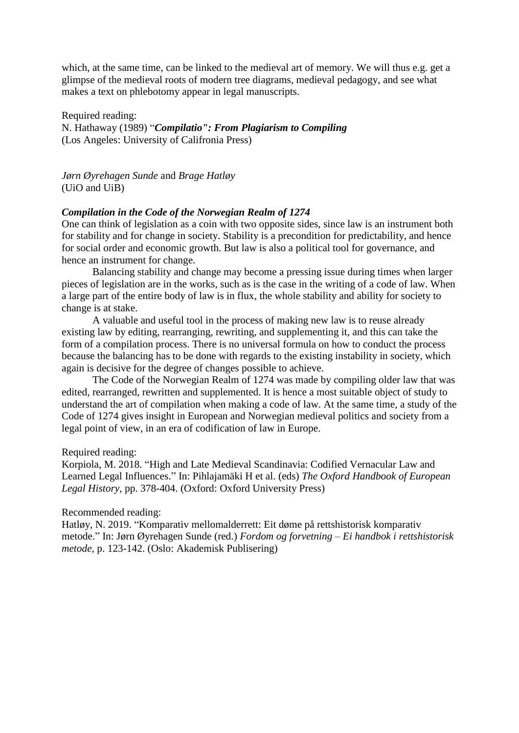which, at the same time, can be linked to the medieval art of memory. We will thus e.g. get a glimpse of the medieval roots of modern tree diagrams, medieval pedagogy, and see what makes a text on phlebotomy appear in legal manuscripts.

Required reading:
N. Hathaway (1989) “***Compilatio": From Plagiarism to Compiling***
(Los Angeles: University of Califronia Press)

*Jørn Øyrehagen Sunde* and *Brage Hatløy*
(UiO and UiB)

***Compilation in the Code of the Norwegian Realm of 1274***

One can think of legislation as a coin with two opposite sides, since law is an instrument both for stability and for change in society. Stability is a precondition for predictability, and hence for social order and economic growth. But law is also a political tool for governance, and hence an instrument for change.

Balancing stability and change may become a pressing issue during times when larger pieces of legislation are in the works, such as is the case in the writing of a code of law. When a large part of the entire body of law is in flux, the whole stability and ability for society to change is at stake.

A valuable and useful tool in the process of making new law is to reuse already existing law by editing, rearranging, rewriting, and supplementing it, and this can take the form of a compilation process. There is no universal formula on how to conduct the process because the balancing has to be done with regards to the existing instability in society, which again is decisive for the degree of changes possible to achieve.

The Code of the Norwegian Realm of 1274 was made by compiling older law that was edited, rearranged, rewritten and supplemented. It is hence a most suitable object of study to understand the art of compilation when making a code of law. At the same time, a study of the Code of 1274 gives insight in European and Norwegian medieval politics and society from a legal point of view, in an era of codification of law in Europe.

Required reading:
Korpiola, M. 2018. “High and Late Medieval Scandinavia: Codified Vernacular Law and Learned Legal Influences.” In: Pihlajamäki H et al. (eds) *The Oxford Handbook of European Legal History*, pp. 378-404. (Oxford: Oxford University Press)

Recommended reading:
Hatløy, N. 2019. “Komparativ mellomalderrett: Eit døme på rettshistorisk komparativ metode.” In: Jørn Øyrehagen Sunde (red.) *Fordom og forvetning – Ei handbok i rettshistorisk metode*, p. 123-142. (Oslo: Akademisk Publisering)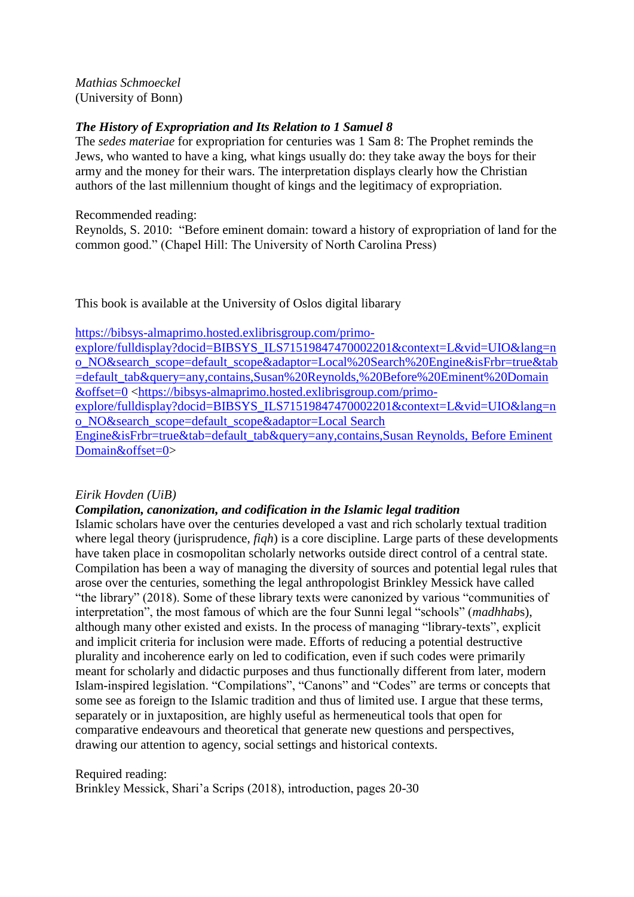*Mathias Schmoeckel*
(University of Bonn)

***The History of Expropriation and Its Relation to 1 Samuel 8***

The *sedes materiae* for expropriation for centuries was 1 Sam 8: The Prophet reminds the Jews, who wanted to have a king, what kings usually do: they take away the boys for their army and the money for their wars. The interpretation displays clearly how the Christian authors of the last millennium thought of kings and the legitimacy of expropriation.

Recommended reading:
Reynolds, S. 2010: "Before eminent domain: toward a history of expropriation of land for the common good." (Chapel Hill: The University of North Carolina Press)

This book is available at the University of Oslos digital libarary

https://bibsys-almaprimo.hosted.exlibrisgroup.com/primo-explore/fulldisplay?docid=BIBSYS_ILS71519847470002201&context=L&vid=UIO&lang=no_NO&search_scope=default_scope&adaptor=Local%20Search%20Engine&isFrbr=true&tab=default_tab&query=any,contains,Susan%20Reynolds,%20Before%20Eminent%20Domain&offset=0 <https://bibsys-almaprimo.hosted.exlibrisgroup.com/primo-explore/fulldisplay?docid=BIBSYS_ILS71519847470002201&context=L&vid=UIO&lang=no_NO&search_scope=default_scope&adaptor=Local Search Engine&isFrbr=true&tab=default_tab&query=any,contains,Susan Reynolds, Before Eminent Domain&offset=0>

*Eirik Hovden (UiB)*

***Compilation, canonization, and codification in the Islamic legal tradition***

Islamic scholars have over the centuries developed a vast and rich scholarly textual tradition where legal theory (jurisprudence, *fiqh*) is a core discipline. Large parts of these developments have taken place in cosmopolitan scholarly networks outside direct control of a central state. Compilation has been a way of managing the diversity of sources and potential legal rules that arose over the centuries, something the legal anthropologist Brinkley Messick have called "the library" (2018). Some of these library texts were canonized by various "communities of interpretation", the most famous of which are the four Sunni legal "schools" (*madhhab*s), although many other existed and exists. In the process of managing "library-texts", explicit and implicit criteria for inclusion were made. Efforts of reducing a potential destructive plurality and incoherence early on led to codification, even if such codes were primarily meant for scholarly and didactic purposes and thus functionally different from later, modern Islam-inspired legislation. "Compilations", "Canons" and "Codes" are terms or concepts that some see as foreign to the Islamic tradition and thus of limited use. I argue that these terms, separately or in juxtaposition, are highly useful as hermeneutical tools that open for comparative endeavours and theoretical that generate new questions and perspectives, drawing our attention to agency, social settings and historical contexts.

Required reading:
Brinkley Messick, Shari'a Scrips (2018), introduction, pages 20-30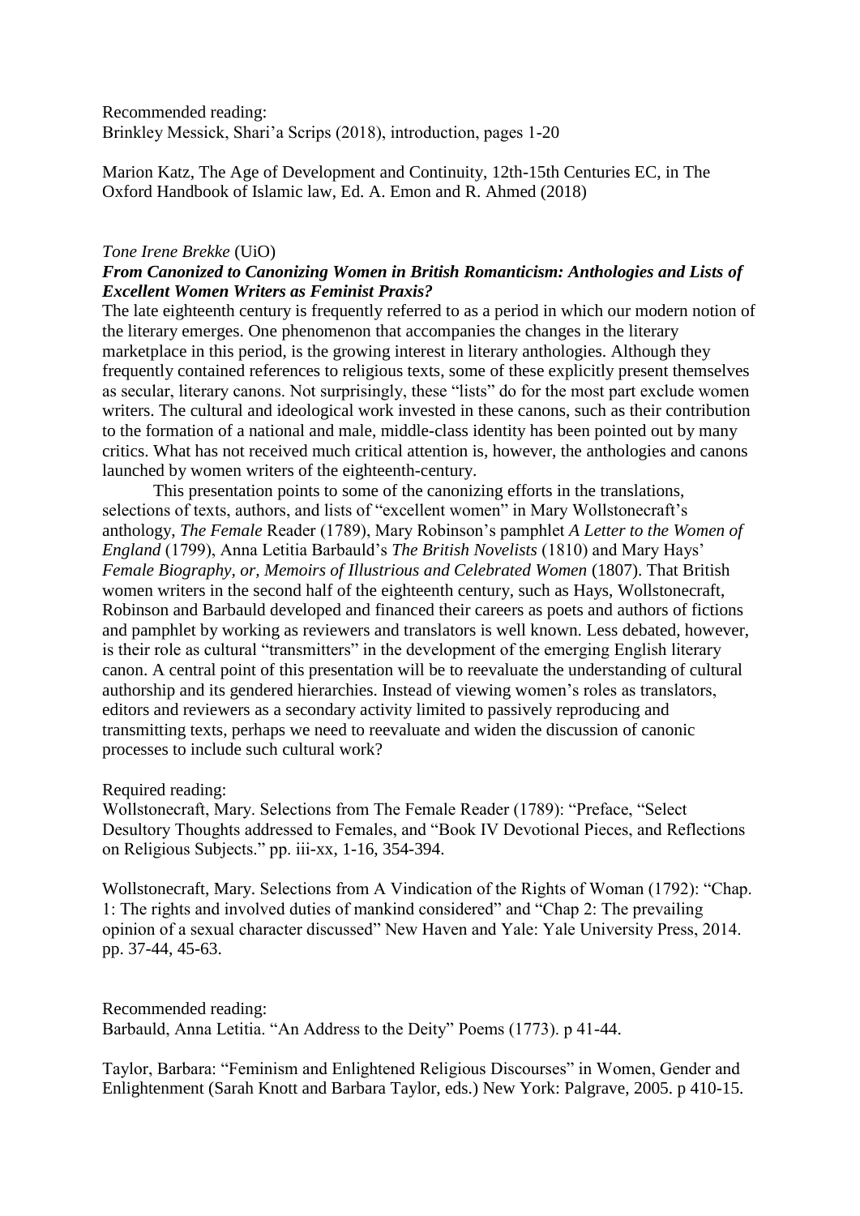Recommended reading:
Brinkley Messick, Shari'a Scrips (2018), introduction, pages 1-20

Marion Katz, The Age of Development and Continuity, 12th-15th Centuries EC, in The Oxford Handbook of Islamic law, Ed. A. Emon and R. Ahmed (2018)

*Tone Irene Brekke* (UiO)

***From Canonized to Canonizing Women in British Romanticism: Anthologies and Lists of Excellent Women Writers as Feminist Praxis?***

The late eighteenth century is frequently referred to as a period in which our modern notion of the literary emerges. One phenomenon that accompanies the changes in the literary marketplace in this period, is the growing interest in literary anthologies. Although they frequently contained references to religious texts, some of these explicitly present themselves as secular, literary canons. Not surprisingly, these "lists" do for the most part exclude women writers. The cultural and ideological work invested in these canons, such as their contribution to the formation of a national and male, middle-class identity has been pointed out by many critics. What has not received much critical attention is, however, the anthologies and canons launched by women writers of the eighteenth-century.

This presentation points to some of the canonizing efforts in the translations, selections of texts, authors, and lists of "excellent women" in Mary Wollstonecraft's anthology, *The Female* Reader (1789), Mary Robinson's pamphlet *A Letter to the Women of England* (1799), Anna Letitia Barbauld's *The British Novelists* (1810) and Mary Hays' *Female Biography, or, Memoirs of Illustrious and Celebrated Women* (1807). That British women writers in the second half of the eighteenth century, such as Hays, Wollstonecraft, Robinson and Barbauld developed and financed their careers as poets and authors of fictions and pamphlet by working as reviewers and translators is well known. Less debated, however, is their role as cultural "transmitters" in the development of the emerging English literary canon. A central point of this presentation will be to reevaluate the understanding of cultural authorship and its gendered hierarchies. Instead of viewing women's roles as translators, editors and reviewers as a secondary activity limited to passively reproducing and transmitting texts, perhaps we need to reevaluate and widen the discussion of canonic processes to include such cultural work?

Required reading:
Wollstonecraft, Mary. Selections from The Female Reader (1789): "Preface, "Select Desultory Thoughts addressed to Females, and "Book IV Devotional Pieces, and Reflections on Religious Subjects." pp. iii-xx, 1-16, 354-394.

Wollstonecraft, Mary. Selections from A Vindication of the Rights of Woman (1792): "Chap. 1: The rights and involved duties of mankind considered" and "Chap 2: The prevailing opinion of a sexual character discussed" New Haven and Yale: Yale University Press, 2014. pp. 37-44, 45-63.

Recommended reading:
Barbauld, Anna Letitia. "An Address to the Deity" Poems (1773). p 41-44.

Taylor, Barbara: "Feminism and Enlightened Religious Discourses" in Women, Gender and Enlightenment (Sarah Knott and Barbara Taylor, eds.) New York: Palgrave, 2005. p 410-15.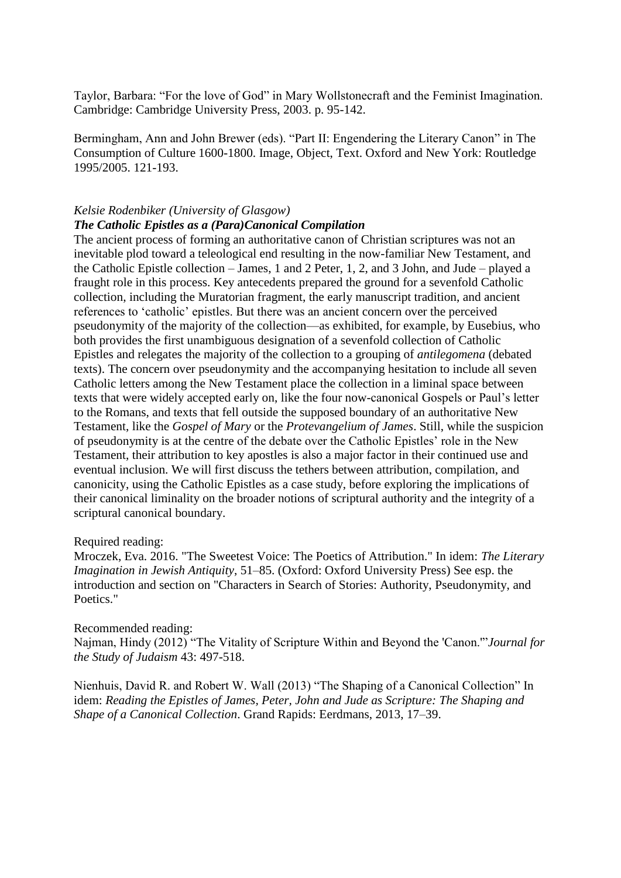Taylor, Barbara: "For the love of God" in Mary Wollstonecraft and the Feminist Imagination. Cambridge: Cambridge University Press, 2003. p. 95-142.

Bermingham, Ann and John Brewer (eds). "Part II: Engendering the Literary Canon" in The Consumption of Culture 1600-1800. Image, Object, Text. Oxford and New York: Routledge 1995/2005. 121-193.

*Kelsie Rodenbiker (University of Glasgow)*
***The Catholic Epistles as a (Para)Canonical Compilation***
The ancient process of forming an authoritative canon of Christian scriptures was not an inevitable plod toward a teleological end resulting in the now-familiar New Testament, and the Catholic Epistle collection – James, 1 and 2 Peter, 1, 2, and 3 John, and Jude – played a fraught role in this process. Key antecedents prepared the ground for a sevenfold Catholic collection, including the Muratorian fragment, the early manuscript tradition, and ancient references to 'catholic' epistles. But there was an ancient concern over the perceived pseudonymity of the majority of the collection—as exhibited, for example, by Eusebius, who both provides the first unambiguous designation of a sevenfold collection of Catholic Epistles and relegates the majority of the collection to a grouping of *antilegomena* (debated texts). The concern over pseudonymity and the accompanying hesitation to include all seven Catholic letters among the New Testament place the collection in a liminal space between texts that were widely accepted early on, like the four now-canonical Gospels or Paul's letter to the Romans, and texts that fell outside the supposed boundary of an authoritative New Testament, like the *Gospel of Mary* or the *Protevangelium of James*. Still, while the suspicion of pseudonymity is at the centre of the debate over the Catholic Epistles' role in the New Testament, their attribution to key apostles is also a major factor in their continued use and eventual inclusion. We will first discuss the tethers between attribution, compilation, and canonicity, using the Catholic Epistles as a case study, before exploring the implications of their canonical liminality on the broader notions of scriptural authority and the integrity of a scriptural canonical boundary.

Required reading:
Mroczek, Eva. 2016. "The Sweetest Voice: The Poetics of Attribution." In idem: *The Literary Imagination in Jewish Antiquity*, 51–85. (Oxford: Oxford University Press) See esp. the introduction and section on "Characters in Search of Stories: Authority, Pseudonymity, and Poetics."

Recommended reading:
Najman, Hindy (2012) "The Vitality of Scripture Within and Beyond the 'Canon.'" *Journal for the Study of Judaism* 43: 497-518.

Nienhuis, David R. and Robert W. Wall (2013) "The Shaping of a Canonical Collection" In idem: *Reading the Epistles of James, Peter, John and Jude as Scripture: The Shaping and Shape of a Canonical Collection*. Grand Rapids: Eerdmans, 2013, 17–39.